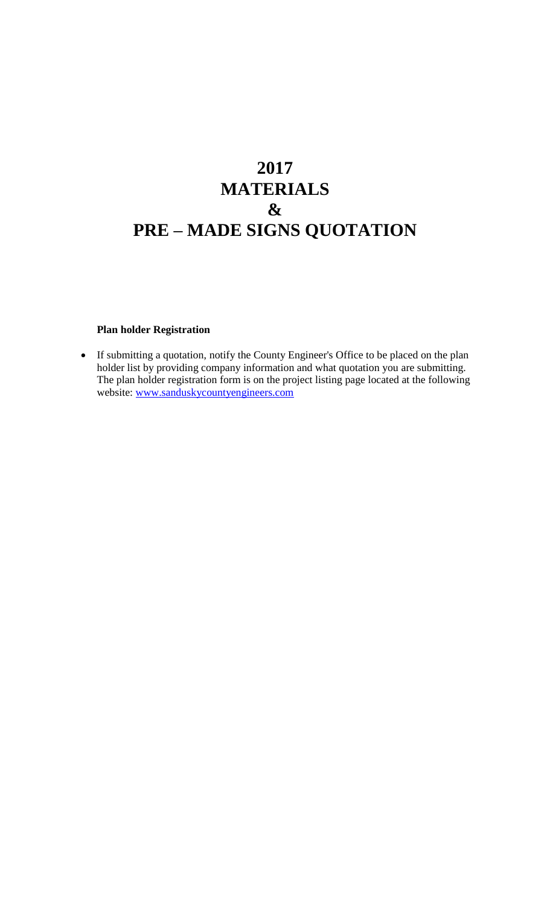# 2017
# MATERIALS
# &
# PRE – MADE SIGNS QUOTATION

**Plan holder Registration**

- If submitting a quotation, notify the County Engineer's Office to be placed on the plan holder list by providing company information and what quotation you are submitting. The plan holder registration form is on the project listing page located at the following website: www.sanduskycountyengineers.com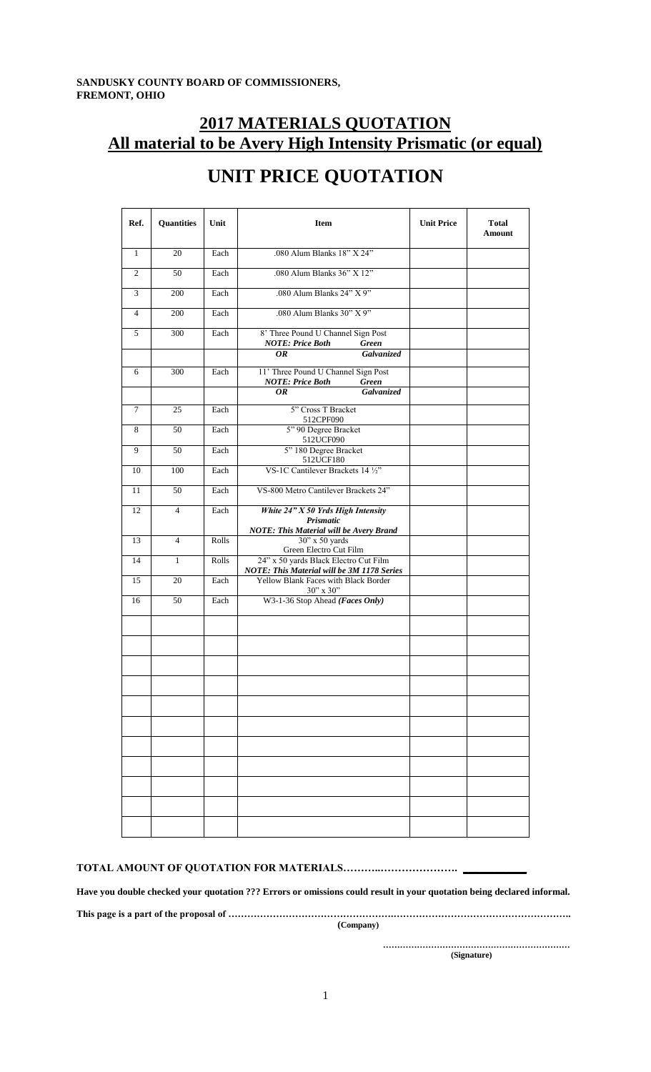**SANDUSKY COUNTY BOARD OF COMMISSIONERS,**
**FREMONT, OHIO**

# 2017 MATERIALS QUOTATION
## All material to be Avery High Intensity Prismatic (or equal)

# UNIT PRICE QUOTATION

| Ref. | Quantities | Unit | Item | Unit Price | Total Amount |
|---|---|---|---|---|---|
| 1 | 20 | Each | .080 Alum Blanks 18" X 24" | | |
| 2 | 50 | Each | .080 Alum Blanks 36" X 12" | | |
| 3 | 200 | Each | .080 Alum Blanks 24" X 9" | | |
| 4 | 200 | Each | .080 Alum Blanks 30" X 9" | | |
| 5 | 300 | Each | 8' Three Pound U Channel Sign Post ***NOTE: Price Both Green*** | | |
| | | | ***OR Galvanized*** | | |
| 6 | 300 | Each | 11' Three Pound U Channel Sign Post ***NOTE: Price Both Green*** | | |
| | | | ***OR Galvanized*** | | |
| 7 | 25 | Each | 5" Cross T Bracket 512CPF090 | | |
| 8 | 50 | Each | 5" 90 Degree Bracket 512UCF090 | | |
| 9 | 50 | Each | 5" 180 Degree Bracket 512UCF180 | | |
| 10 | 100 | Each | VS-1C Cantilever Brackets 14 ½" | | |
| 11 | 50 | Each | VS-800 Metro Cantilever Brackets 24" | | |
| 12 | 4 | Each | ***White 24" X 50 Yrds High Intensity Prismatic NOTE: This Material will be Avery Brand*** | | |
| 13 | 4 | Rolls | 30" x 50 yards Green Electro Cut Film | | |
| 14 | 1 | Rolls | 24" x 50 yards Black Electro Cut Film ***NOTE: This Material will be 3M 1178 Series*** | | |
| 15 | 20 | Each | Yellow Blank Faces with Black Border 30" x 30" | | |
| 16 | 50 | Each | W3-1-36 Stop Ahead ***(Faces Only)*** | | |
| | | | | | |
| | | | | | |
| | | | | | |
| | | | | | |
| | | | | | |
| | | | | | |
| | | | | | |
| | | | | | |
| | | | | | |
| | | | | | |
| | | | | | |

**TOTAL AMOUNT OF QUOTATION FOR MATERIALS………..………………….** ____________

**Have you double checked your quotation ??? Errors or omissions could result in your quotation being declared informal.**

**This page is a part of the proposal of ……………………………………………..………………………………………..**
**(Company)**

……………………………………………………….
**(Signature)**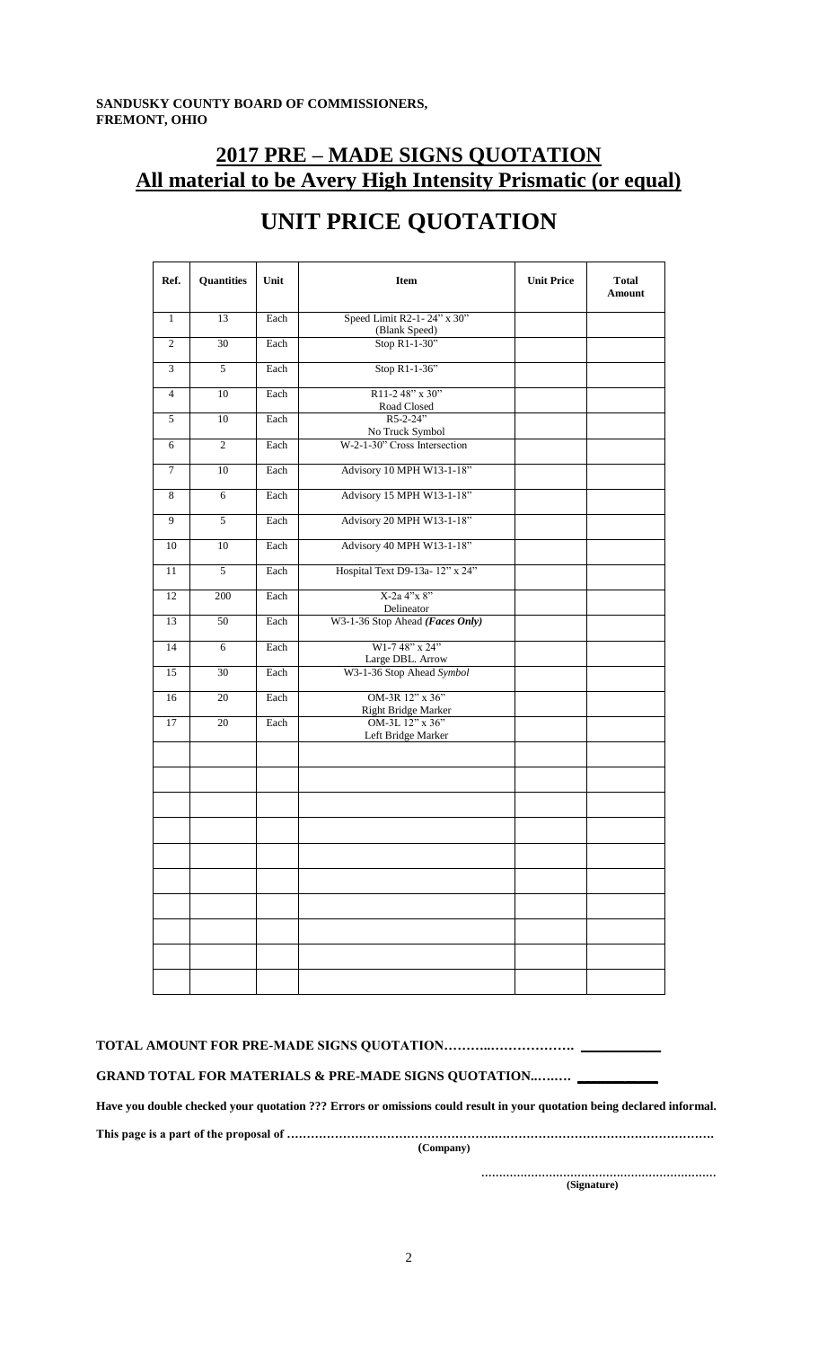**SANDUSKY COUNTY BOARD OF COMMISSIONERS,**
**FREMONT, OHIO**

# 2017 PRE – MADE SIGNS QUOTATION
## All material to be Avery High Intensity Prismatic (or equal)

# UNIT PRICE QUOTATION

| Ref. | Quantities | Unit | Item | Unit Price | Total Amount |
|---|---|---|---|---|---|
| 1 | 13 | Each | Speed Limit R2-1- 24" x 30" (Blank Speed) | | |
| 2 | 30 | Each | Stop R1-1-30" | | |
| 3 | 5 | Each | Stop R1-1-36" | | |
| 4 | 10 | Each | R11-2 48" x 30" Road Closed | | |
| 5 | 10 | Each | R5-2-24" No Truck Symbol | | |
| 6 | 2 | Each | W-2-1-30" Cross Intersection | | |
| 7 | 10 | Each | Advisory 10 MPH W13-1-18" | | |
| 8 | 6 | Each | Advisory 15 MPH W13-1-18" | | |
| 9 | 5 | Each | Advisory 20 MPH W13-1-18" | | |
| 10 | 10 | Each | Advisory 40 MPH W13-1-18" | | |
| 11 | 5 | Each | Hospital Text D9-13a- 12" x 24" | | |
| 12 | 200 | Each | X-2a 4"x 8" Delineator | | |
| 13 | 50 | Each | W3-1-36 Stop Ahead ***(Faces Only)*** | | |
| 14 | 6 | Each | W1-7 48" x 24" Large DBL. Arrow | | |
| 15 | 30 | Each | W3-1-36 Stop Ahead *Symbol* | | |
| 16 | 20 | Each | OM-3R 12" x 36" Right Bridge Marker | | |
| 17 | 20 | Each | OM-3L 12" x 36" Left Bridge Marker | | |
| | | | | | |
| | | | | | |
| | | | | | |
| | | | | | |
| | | | | | |
| | | | | | |
| | | | | | |
| | | | | | |
| | | | | | |
| | | | | | |

**TOTAL AMOUNT FOR PRE-MADE SIGNS QUOTATION……….………………. ___________**

**GRAND TOTAL FOR MATERIALS & PRE-MADE SIGNS QUOTATION..……. ___________**

**Have you double checked your quotation ??? Errors or omissions could result in your quotation being declared informal.**

**This page is a part of the proposal of ……………………………………………….……………………………………………….**
**(Company)**

**………………………………………………………**
**(Signature)**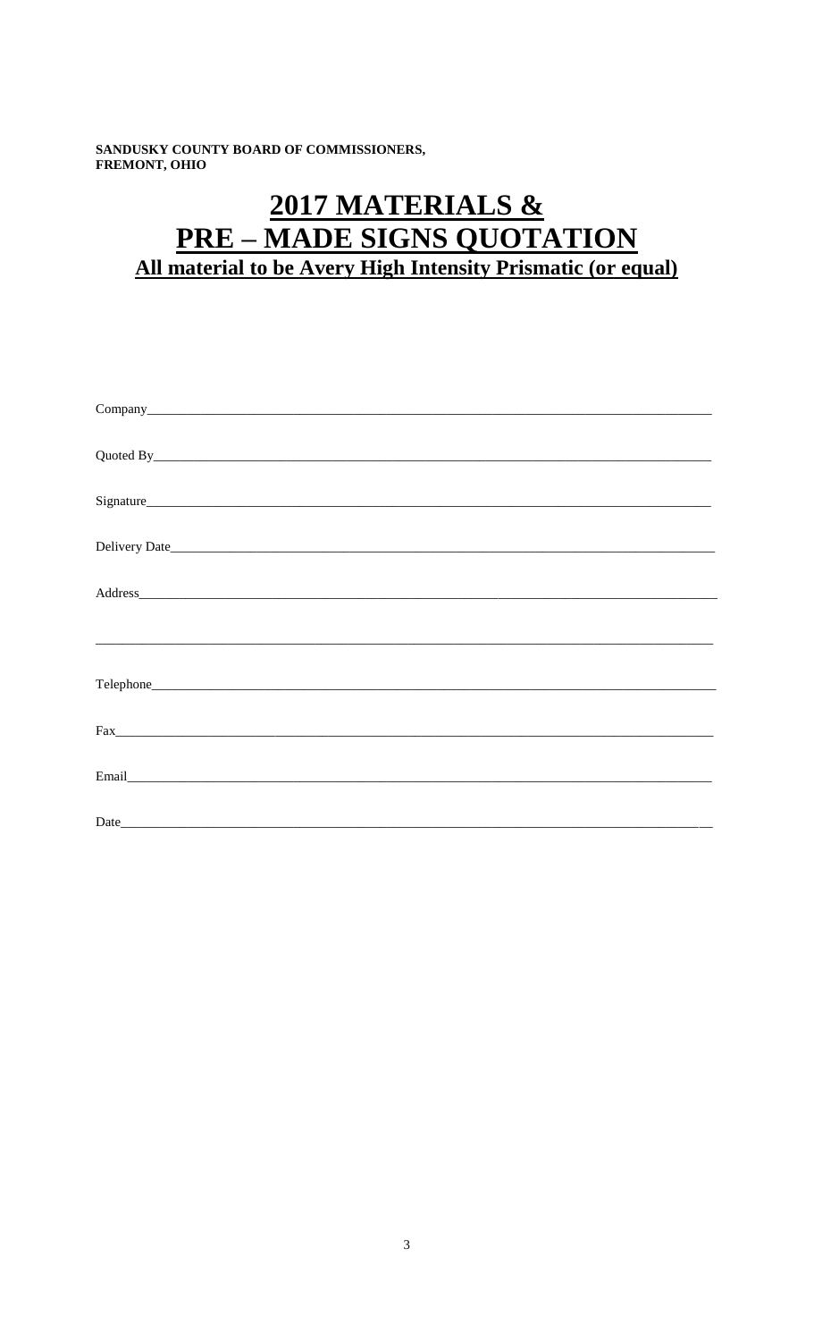**SANDUSKY COUNTY BOARD OF COMMISSIONERS,**
**FREMONT, OHIO**

# 2017 MATERIALS & PRE – MADE SIGNS QUOTATION

## All material to be Avery High Intensity Prismatic (or equal)

Company\_\_\_\_\_\_\_\_\_\_\_\_\_\_\_\_\_\_\_\_\_\_\_\_\_\_\_\_\_\_\_\_\_\_\_\_\_\_\_\_\_\_\_\_

Quoted By\_\_\_\_\_\_\_\_\_\_\_\_\_\_\_\_\_\_\_\_\_\_\_\_\_\_\_\_\_\_\_\_\_\_\_\_\_\_\_\_\_\_

Signature\_\_\_\_\_\_\_\_\_\_\_\_\_\_\_\_\_\_\_\_\_\_\_\_\_\_\_\_\_\_\_\_\_\_\_\_\_\_\_\_\_\_\_

Delivery Date\_\_\_\_\_\_\_\_\_\_\_\_\_\_\_\_\_\_\_\_\_\_\_\_\_\_\_\_\_\_\_\_\_\_\_\_\_\_\_\_

Address\_\_\_\_\_\_\_\_\_\_\_\_\_\_\_\_\_\_\_\_\_\_\_\_\_\_\_\_\_\_\_\_\_\_\_\_\_\_\_\_\_\_\_\_

\_\_\_\_\_\_\_\_\_\_\_\_\_\_\_\_\_\_\_\_\_\_\_\_\_\_\_\_\_\_\_\_\_\_\_\_\_\_\_\_\_\_\_\_\_\_\_\_\_\_\_

Telephone\_\_\_\_\_\_\_\_\_\_\_\_\_\_\_\_\_\_\_\_\_\_\_\_\_\_\_\_\_\_\_\_\_\_\_\_\_\_\_\_\_\_

Fax\_\_\_\_\_\_\_\_\_\_\_\_\_\_\_\_\_\_\_\_\_\_\_\_\_\_\_\_\_\_\_\_\_\_\_\_\_\_\_\_\_\_\_\_\_\_\_\_

Email\_\_\_\_\_\_\_\_\_\_\_\_\_\_\_\_\_\_\_\_\_\_\_\_\_\_\_\_\_\_\_\_\_\_\_\_\_\_\_\_\_\_\_\_\_\_

Date\_\_\_\_\_\_\_\_\_\_\_\_\_\_\_\_\_\_\_\_\_\_\_\_\_\_\_\_\_\_\_\_\_\_\_\_\_\_\_\_\_\_\_\_\_\_\_